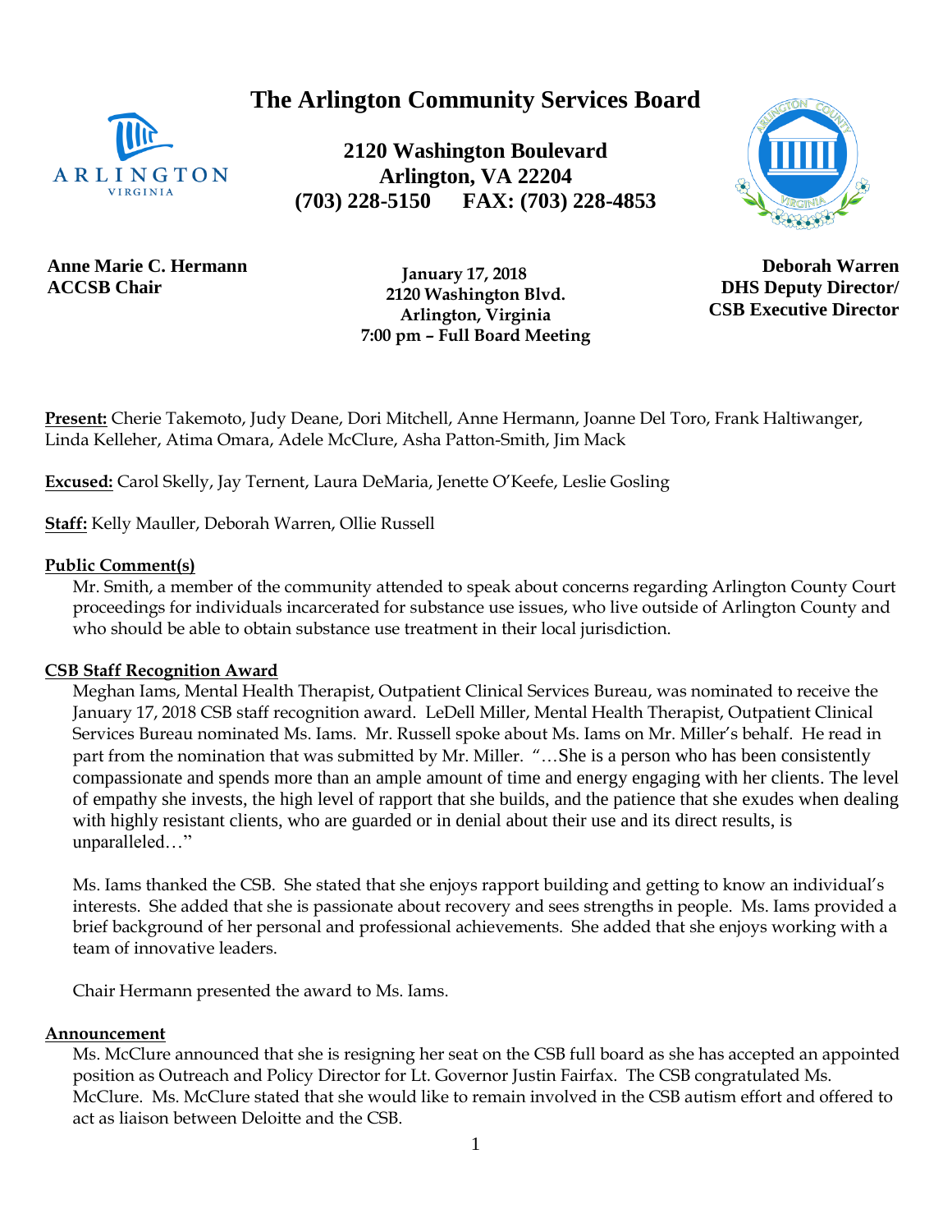# The Arlington Community Services Board

**2120 Washington Boulevard**
**Arlington, VA 22204**
**(703) 228-5150 FAX: (703) 228-4853**

**Anne Marie C. Hermann**
**ACCSB Chair**

**January 17, 2018**
**2120 Washington Blvd.**
**Arlington, Virginia**
**7:00 pm – Full Board Meeting**

**Deborah Warren**
**DHS Deputy Director/**
**CSB Executive Director**

**Present:** Cherie Takemoto, Judy Deane, Dori Mitchell, Anne Hermann, Joanne Del Toro, Frank Haltiwanger, Linda Kelleher, Atima Omara, Adele McClure, Asha Patton-Smith, Jim Mack

**Excused:** Carol Skelly, Jay Ternent, Laura DeMaria, Jenette O'Keefe, Leslie Gosling

**Staff:** Kelly Mauller, Deborah Warren, Ollie Russell

**Public Comment(s)**

Mr. Smith, a member of the community attended to speak about concerns regarding Arlington County Court proceedings for individuals incarcerated for substance use issues, who live outside of Arlington County and who should be able to obtain substance use treatment in their local jurisdiction.

**CSB Staff Recognition Award**

Meghan Iams, Mental Health Therapist, Outpatient Clinical Services Bureau, was nominated to receive the January 17, 2018 CSB staff recognition award. LeDell Miller, Mental Health Therapist, Outpatient Clinical Services Bureau nominated Ms. Iams. Mr. Russell spoke about Ms. Iams on Mr. Miller's behalf. He read in part from the nomination that was submitted by Mr. Miller. "…She is a person who has been consistently compassionate and spends more than an ample amount of time and energy engaging with her clients. The level of empathy she invests, the high level of rapport that she builds, and the patience that she exudes when dealing with highly resistant clients, who are guarded or in denial about their use and its direct results, is unparalleled…"

Ms. Iams thanked the CSB. She stated that she enjoys rapport building and getting to know an individual's interests. She added that she is passionate about recovery and sees strengths in people. Ms. Iams provided a brief background of her personal and professional achievements. She added that she enjoys working with a team of innovative leaders.

Chair Hermann presented the award to Ms. Iams.

**Announcement**

Ms. McClure announced that she is resigning her seat on the CSB full board as she has accepted an appointed position as Outreach and Policy Director for Lt. Governor Justin Fairfax. The CSB congratulated Ms. McClure. Ms. McClure stated that she would like to remain involved in the CSB autism effort and offered to act as liaison between Deloitte and the CSB.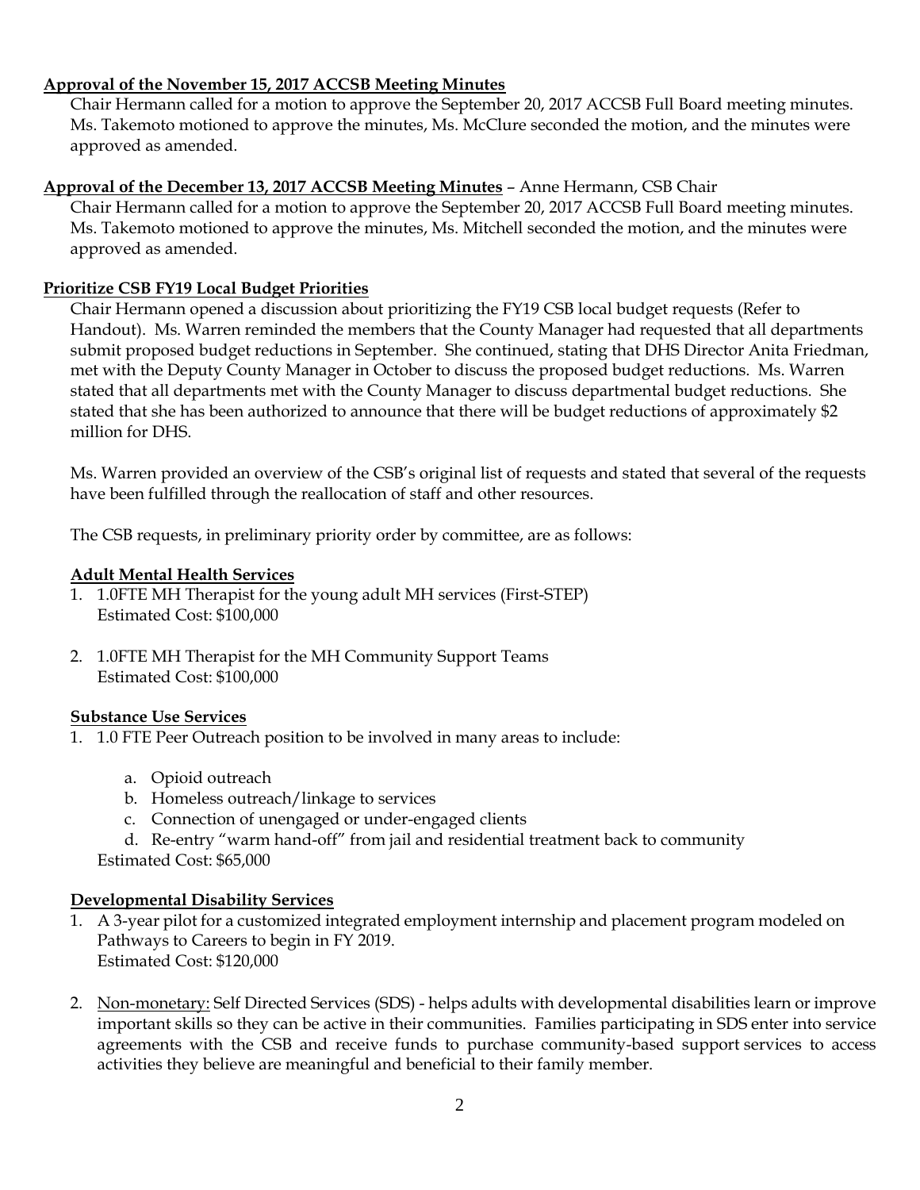**<u>Approval of the November 15, 2017 ACCSB Meeting Minutes</u>**

Chair Hermann called for a motion to approve the September 20, 2017 ACCSB Full Board meeting minutes. Ms. Takemoto motioned to approve the minutes, Ms. McClure seconded the motion, and the minutes were approved as amended.

**<u>Approval of the December 13, 2017 ACCSB Meeting Minutes</u>** – Anne Hermann, CSB Chair

Chair Hermann called for a motion to approve the September 20, 2017 ACCSB Full Board meeting minutes. Ms. Takemoto motioned to approve the minutes, Ms. Mitchell seconded the motion, and the minutes were approved as amended.

**<u>Prioritize CSB FY19 Local Budget Priorities</u>**

Chair Hermann opened a discussion about prioritizing the FY19 CSB local budget requests (Refer to Handout). Ms. Warren reminded the members that the County Manager had requested that all departments submit proposed budget reductions in September. She continued, stating that DHS Director Anita Friedman, met with the Deputy County Manager in October to discuss the proposed budget reductions. Ms. Warren stated that all departments met with the County Manager to discuss departmental budget reductions. She stated that she has been authorized to announce that there will be budget reductions of approximately $2 million for DHS.

Ms. Warren provided an overview of the CSB's original list of requests and stated that several of the requests have been fulfilled through the reallocation of staff and other resources.

The CSB requests, in preliminary priority order by committee, are as follows:

**<u>Adult Mental Health Services</u>**

1. 1.0FTE MH Therapist for the young adult MH services (First-STEP)
   Estimated Cost: $100,000

2. 1.0FTE MH Therapist for the MH Community Support Teams
   Estimated Cost: $100,000

**<u>Substance Use Services</u>**

1. 1.0 FTE Peer Outreach position to be involved in many areas to include:

   a. Opioid outreach
   b. Homeless outreach/linkage to services
   c. Connection of unengaged or under-engaged clients
   d. Re-entry "warm hand-off" from jail and residential treatment back to community

   Estimated Cost: $65,000

**<u>Developmental Disability Services</u>**

1. A 3-year pilot for a customized integrated employment internship and placement program modeled on Pathways to Careers to begin in FY 2019.
   Estimated Cost: $120,000

2. <u>Non-monetary:</u> Self Directed Services (SDS) - helps adults with developmental disabilities learn or improve important skills so they can be active in their communities. Families participating in SDS enter into service agreements with the CSB and receive funds to purchase community-based support services to access activities they believe are meaningful and beneficial to their family member.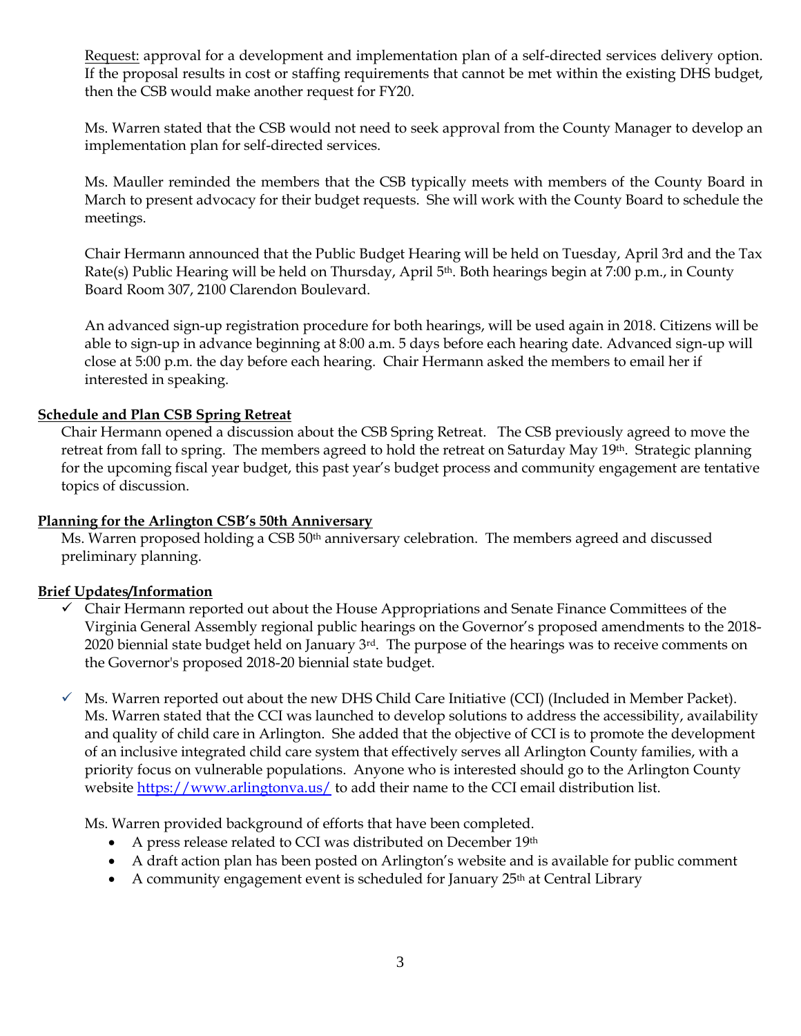Request: approval for a development and implementation plan of a self-directed services delivery option. If the proposal results in cost or staffing requirements that cannot be met within the existing DHS budget, then the CSB would make another request for FY20.

Ms. Warren stated that the CSB would not need to seek approval from the County Manager to develop an implementation plan for self-directed services.

Ms. Mauller reminded the members that the CSB typically meets with members of the County Board in March to present advocacy for their budget requests. She will work with the County Board to schedule the meetings.

Chair Hermann announced that the Public Budget Hearing will be held on Tuesday, April 3rd and the Tax Rate(s) Public Hearing will be held on Thursday, April 5th. Both hearings begin at 7:00 p.m., in County Board Room 307, 2100 Clarendon Boulevard.

An advanced sign-up registration procedure for both hearings, will be used again in 2018. Citizens will be able to sign-up in advance beginning at 8:00 a.m. 5 days before each hearing date. Advanced sign-up will close at 5:00 p.m. the day before each hearing. Chair Hermann asked the members to email her if interested in speaking.

**Schedule and Plan CSB Spring Retreat**

Chair Hermann opened a discussion about the CSB Spring Retreat. The CSB previously agreed to move the retreat from fall to spring. The members agreed to hold the retreat on Saturday May 19th. Strategic planning for the upcoming fiscal year budget, this past year's budget process and community engagement are tentative topics of discussion.

**Planning for the Arlington CSB's 50th Anniversary**

Ms. Warren proposed holding a CSB 50th anniversary celebration. The members agreed and discussed preliminary planning.

**Brief Updates/Information**

- ✓ Chair Hermann reported out about the House Appropriations and Senate Finance Committees of the Virginia General Assembly regional public hearings on the Governor's proposed amendments to the 2018-2020 biennial state budget held on January 3rd. The purpose of the hearings was to receive comments on the Governor's proposed 2018-20 biennial state budget.

- ✓ Ms. Warren reported out about the new DHS Child Care Initiative (CCI) (Included in Member Packet). Ms. Warren stated that the CCI was launched to develop solutions to address the accessibility, availability and quality of child care in Arlington. She added that the objective of CCI is to promote the development of an inclusive integrated child care system that effectively serves all Arlington County families, with a priority focus on vulnerable populations. Anyone who is interested should go to the Arlington County website https://www.arlingtonva.us/ to add their name to the CCI email distribution list.

  Ms. Warren provided background of efforts that have been completed.
  - A press release related to CCI was distributed on December 19th
  - A draft action plan has been posted on Arlington's website and is available for public comment
  - A community engagement event is scheduled for January 25th at Central Library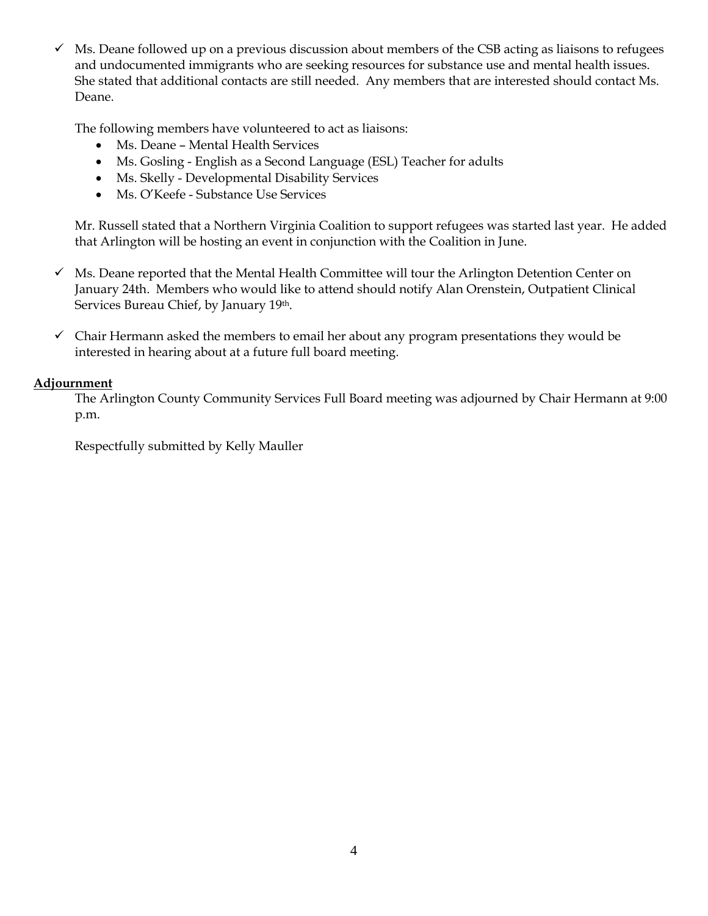- ✓ Ms. Deane followed up on a previous discussion about members of the CSB acting as liaisons to refugees and undocumented immigrants who are seeking resources for substance use and mental health issues. She stated that additional contacts are still needed. Any members that are interested should contact Ms. Deane.

  The following members have volunteered to act as liaisons:
  - Ms. Deane – Mental Health Services
  - Ms. Gosling - English as a Second Language (ESL) Teacher for adults
  - Ms. Skelly - Developmental Disability Services
  - Ms. O'Keefe - Substance Use Services

  Mr. Russell stated that a Northern Virginia Coalition to support refugees was started last year. He added that Arlington will be hosting an event in conjunction with the Coalition in June.

- ✓ Ms. Deane reported that the Mental Health Committee will tour the Arlington Detention Center on January 24th. Members who would like to attend should notify Alan Orenstein, Outpatient Clinical Services Bureau Chief, by January 19th.

- ✓ Chair Hermann asked the members to email her about any program presentations they would be interested in hearing about at a future full board meeting.

**Adjournment**

The Arlington County Community Services Full Board meeting was adjourned by Chair Hermann at 9:00 p.m.

Respectfully submitted by Kelly Mauller